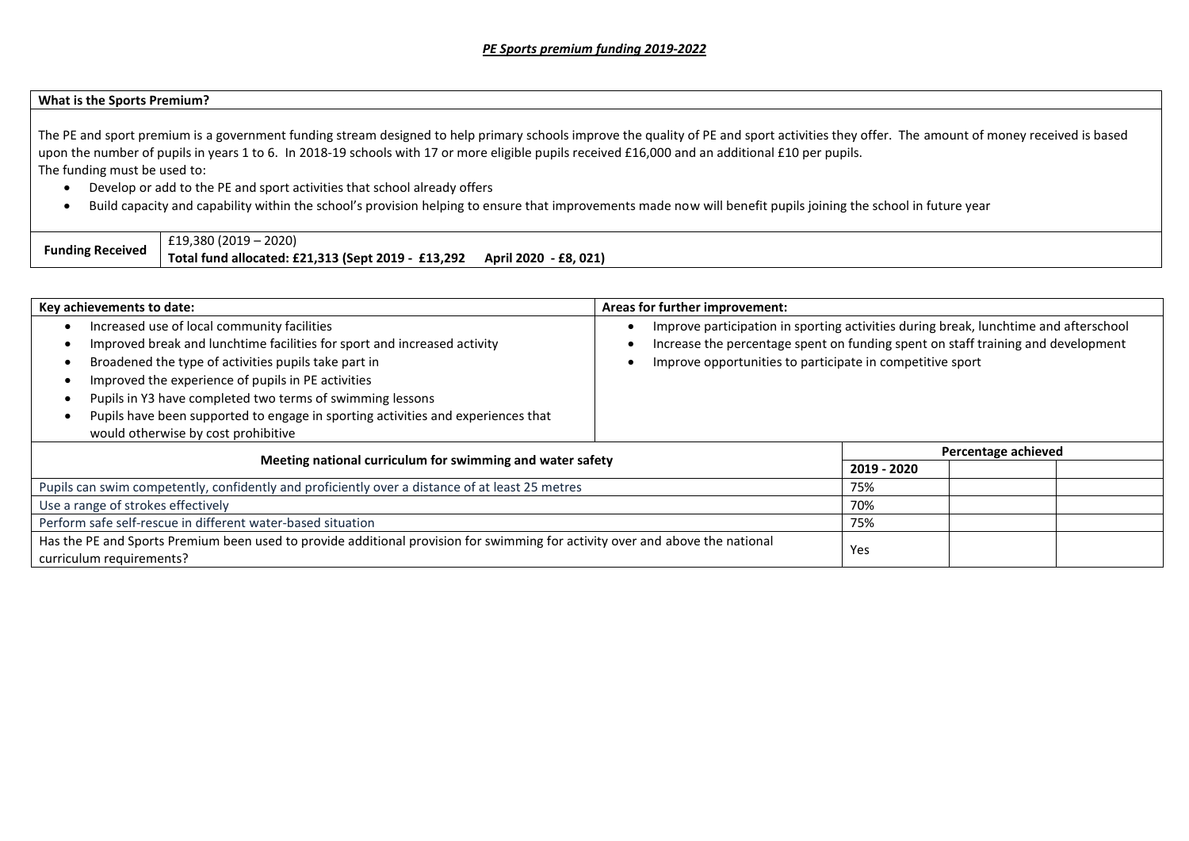***PE Sports premium funding 2019-2022***

| **What is the Sports Premium?** |
|---|
| The PE and sport premium is a government funding stream designed to help primary schools improve the quality of PE and sport activities they offer. The amount of money received is based upon the number of pupils in years 1 to 6. In 2018-19 schools with 17 or more eligible pupils received £16,000 and an additional £10 per pupils.<br>The funding must be used to:<br>• Develop or add to the PE and sport activities that school already offers<br>• Build capacity and capability within the school's provision helping to ensure that improvements made now will benefit pupils joining the school in future year |

| | |
|---|---|
| **Funding Received** | £19,380 (2019 – 2020)<br>**Total fund allocated: £21,313 (Sept 2019 - £13,292 April 2020 - £8, 021)** |

| **Key achievements to date:** | **Areas for further improvement:** |
|---|---|
| • Increased use of local community facilities<br>• Improved break and lunchtime facilities for sport and increased activity<br>• Broadened the type of activities pupils take part in<br>• Improved the experience of pupils in PE activities<br>• Pupils in Y3 have completed two terms of swimming lessons<br>• Pupils have been supported to engage in sporting activities and experiences that would otherwise by cost prohibitive | • Improve participation in sporting activities during break, lunchtime and afterschool<br>• Increase the percentage spent on funding spent on staff training and development<br>• Improve opportunities to participate in competitive sport |

| **Meeting national curriculum for swimming and water safety** | **Percentage achieved** | | |
|---|---|---|---|
| | **2019 - 2020** | | |
| Pupils can swim competently, confidently and proficiently over a distance of at least 25 metres | 75% | | |
| Use a range of strokes effectively | 70% | | |
| Perform safe self-rescue in different water-based situation | 75% | | |
| Has the PE and Sports Premium been used to provide additional provision for swimming for activity over and above the national curriculum requirements? | Yes | | |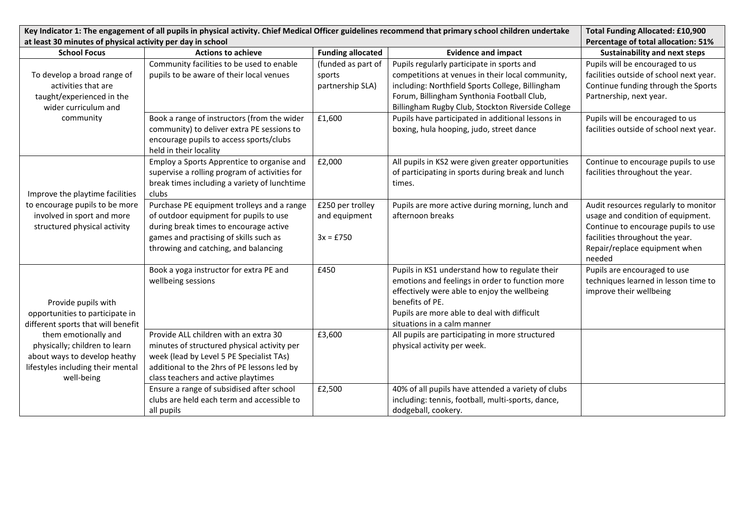| Key Indicator 1: The engagement of all pupils in physical activity. Chief Medical Officer guidelines recommend that primary school children undertake at least 30 minutes of physical activity per day in school | | | | Total Funding Allocated: £10,900<br>Percentage of total allocation: 51% |
|---|---|---|---|---|
| **School Focus** | **Actions to achieve** | **Funding allocated** | **Evidence and impact** | **Sustainability and next steps** |
| To develop a broad range of activities that are taught/experienced in the wider curriculum and community | Community facilities to be used to enable pupils to be aware of their local venues | (funded as part of sports partnership SLA) | Pupils regularly participate in sports and competitions at venues in their local community, including: Northfield Sports College, Billingham Forum, Billingham Synthonia Football Club, Billingham Rugby Club, Stockton Riverside College | Pupils will be encouraged to us facilities outside of school next year. Continue funding through the Sports Partnership, next year. |
| | Book a range of instructors (from the wider community) to deliver extra PE sessions to encourage pupils to access sports/clubs held in their locality | £1,600 | Pupils have participated in additional lessons in boxing, hula hooping, judo, street dance | Pupils will be encouraged to us facilities outside of school next year. |
| Improve the playtime facilities to encourage pupils to be more involved in sport and more structured physical activity | Employ a Sports Apprentice to organise and supervise a rolling program of activities for break times including a variety of lunchtime clubs | £2,000 | All pupils in KS2 were given greater opportunities of participating in sports during break and lunch times. | Continue to encourage pupils to use facilities throughout the year. |
| | Purchase PE equipment trolleys and a range of outdoor equipment for pupils to use during break times to encourage active games and practising of skills such as throwing and catching, and balancing | £250 per trolley and equipment<br>3x = £750 | Pupils are more active during morning, lunch and afternoon breaks | Audit resources regularly to monitor usage and condition of equipment. Continue to encourage pupils to use facilities throughout the year. Repair/replace equipment when needed |
| Provide pupils with opportunities to participate in different sports that will benefit them emotionally and physically; children to learn about ways to develop heathy lifestyles including their mental well-being | Book a yoga instructor for extra PE and wellbeing sessions | £450 | Pupils in KS1 understand how to regulate their emotions and feelings in order to function more effectively were able to enjoy the wellbeing benefits of PE.<br>Pupils are more able to deal with difficult situations in a calm manner | Pupils are encouraged to use techniques learned in lesson time to improve their wellbeing |
| | Provide ALL children with an extra 30 minutes of structured physical activity per week (lead by Level 5 PE Specialist TAs) additional to the 2hrs of PE lessons led by class teachers and active playtimes | £3,600 | All pupils are participating in more structured physical activity per week. | |
| | Ensure a range of subsidised after school clubs are held each term and accessible to all pupils | £2,500 | 40% of all pupils have attended a variety of clubs including: tennis, football, multi-sports, dance, dodgeball, cookery. | |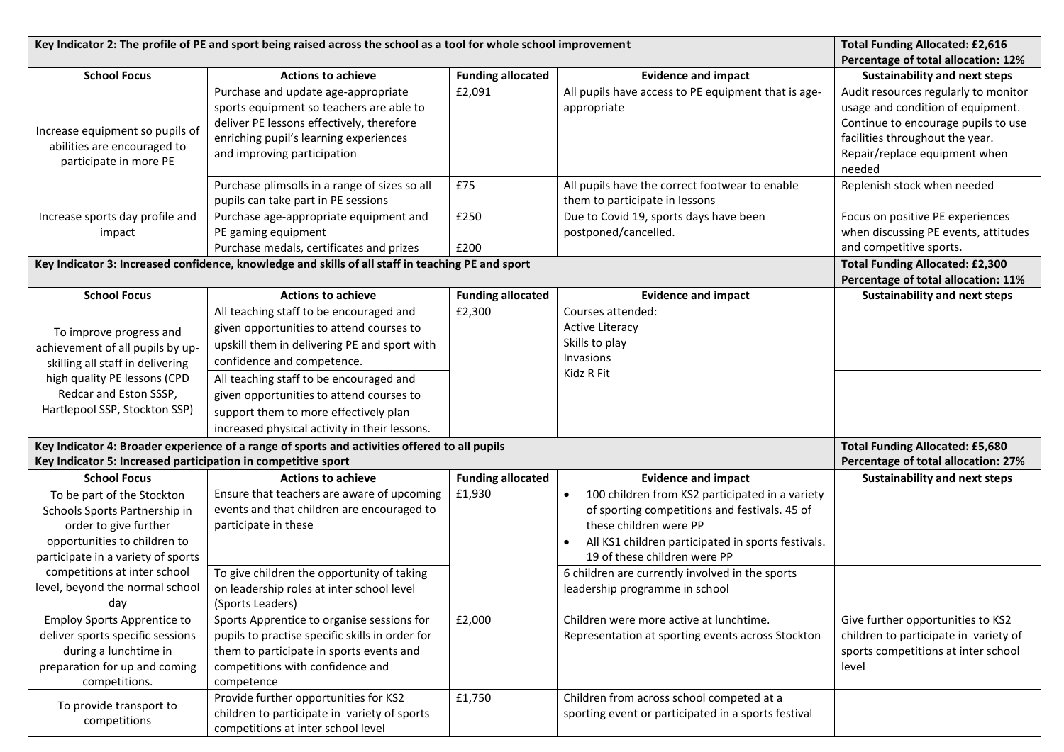| Key Indicator 2: The profile of PE and sport being raised across the school as a tool for whole school improvement | | | | Total Funding Allocated: £2,616<br>Percentage of total allocation: 12% |
|---|---|---|---|---|
| **School Focus** | **Actions to achieve** | **Funding allocated** | **Evidence and impact** | **Sustainability and next steps** |
| Increase equipment so pupils of abilities are encouraged to participate in more PE | Purchase and update age-appropriate sports equipment so teachers are able to deliver PE lessons effectively, therefore enriching pupil's learning experiences and improving participation | £2,091 | All pupils have access to PE equipment that is age-appropriate | Audit resources regularly to monitor usage and condition of equipment. Continue to encourage pupils to use facilities throughout the year. Repair/replace equipment when needed |
| | Purchase plimsolls in a range of sizes so all pupils can take part in PE sessions | £75 | All pupils have the correct footwear to enable them to participate in lessons | Replenish stock when needed |
| Increase sports day profile and impact | Purchase age-appropriate equipment and PE gaming equipment | £250 | Due to Covid 19, sports days have been postponed/cancelled. | Focus on positive PE experiences when discussing PE events, attitudes and competitive sports. |
| | Purchase medals, certificates and prizes | £200 | | |
| **Key Indicator 3: Increased confidence, knowledge and skills of all staff in teaching PE and sport** | | | | **Total Funding Allocated: £2,300<br>Percentage of total allocation: 11%** |
| **School Focus** | **Actions to achieve** | **Funding allocated** | **Evidence and impact** | **Sustainability and next steps** |
| To improve progress and achievement of all pupils by up-skilling all staff in delivering high quality PE lessons (CPD Redcar and Eston SSSP, Hartlepool SSP, Stockton SSP) | All teaching staff to be encouraged and given opportunities to attend courses to upskill them in delivering PE and sport with confidence and competence. | £2,300 | Courses attended:<br>Active Literacy<br>Skills to play<br>Invasions<br>Kidz R Fit | |
| | All teaching staff to be encouraged and given opportunities to attend courses to support them to more effectively plan increased physical activity in their lessons. | | | |
| **Key Indicator 4: Broader experience of a range of sports and activities offered to all pupils<br>Key Indicator 5: Increased participation in competitive sport** | | | | **Total Funding Allocated: £5,680<br>Percentage of total allocation: 27%** |
| **School Focus** | **Actions to achieve** | **Funding allocated** | **Evidence and impact** | **Sustainability and next steps** |
| To be part of the Stockton Schools Sports Partnership in order to give further opportunities to children to participate in a variety of sports competitions at inter school level, beyond the normal school day | Ensure that teachers are aware of upcoming events and that children are encouraged to participate in these | £1,930 | • 100 children from KS2 participated in a variety of sporting competitions and festivals. 45 of these children were PP<br>• All KS1 children participated in sports festivals. 19 of these children were PP | |
| | To give children the opportunity of taking on leadership roles at inter school level (Sports Leaders) | | 6 children are currently involved in the sports leadership programme in school | |
| Employ Sports Apprentice to deliver sports specific sessions during a lunchtime in preparation for up and coming competitions. | Sports Apprentice to organise sessions for pupils to practise specific skills in order for them to participate in sports events and competitions with confidence and competence | £2,000 | Children were more active at lunchtime. Representation at sporting events across Stockton | Give further opportunities to KS2 children to participate in variety of sports competitions at inter school level |
| To provide transport to competitions | Provide further opportunities for KS2 children to participate in variety of sports competitions at inter school level | £1,750 | Children from across school competed at a sporting event or participated in a sports festival | |